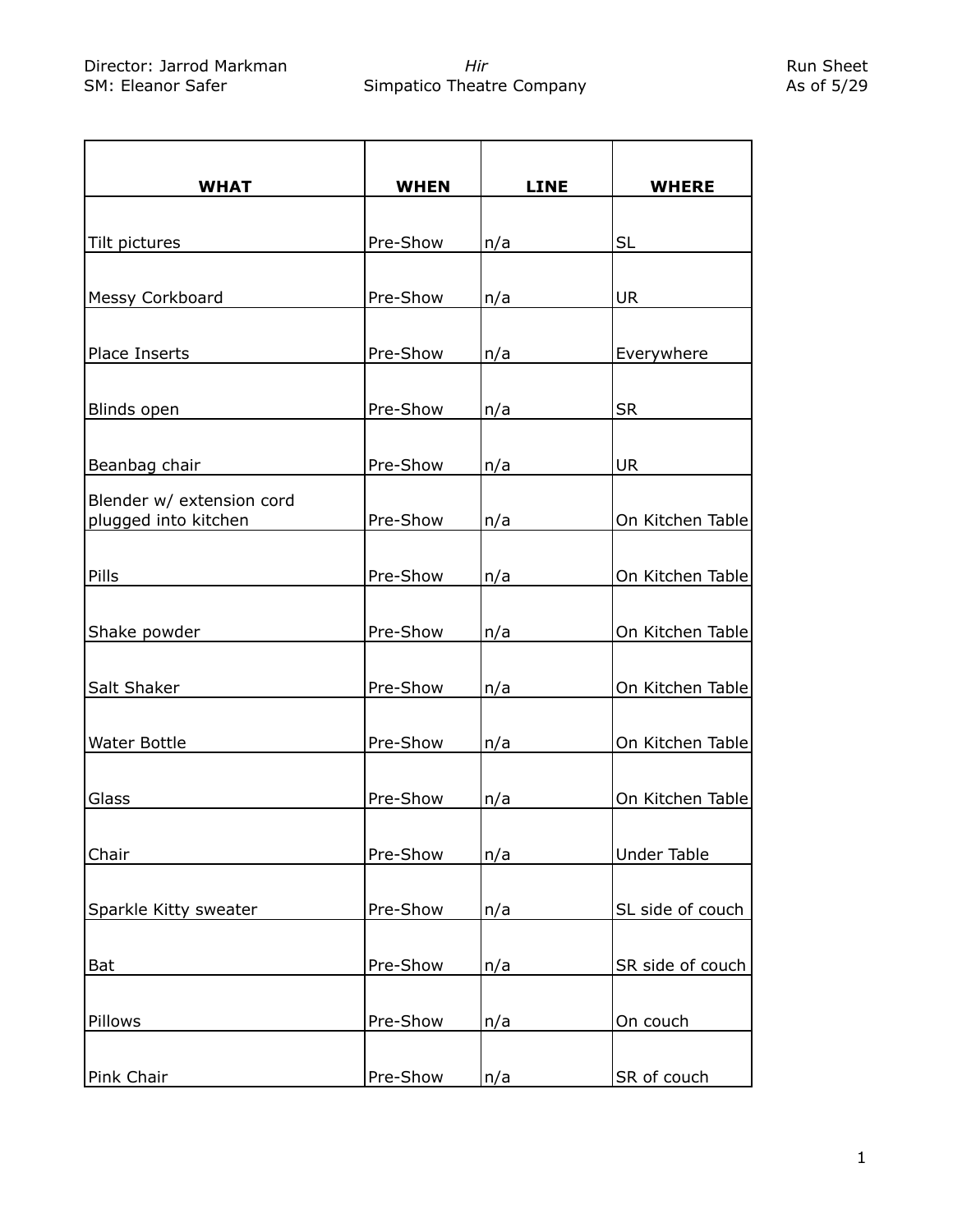Director: Jarrod Markman | *Hir* | Run Sheet
SM: Eleanor Safer | Simpatico Theatre Company | As of 5/29

| WHAT | WHEN | LINE | WHERE |
| --- | --- | --- | --- |
| Tilt pictures | Pre-Show | n/a | SL |
| Messy Corkboard | Pre-Show | n/a | UR |
| Place Inserts | Pre-Show | n/a | Everywhere |
| Blinds open | Pre-Show | n/a | SR |
| Beanbag chair | Pre-Show | n/a | UR |
| Blender w/ extension cord plugged into kitchen | Pre-Show | n/a | On Kitchen Table |
| Pills | Pre-Show | n/a | On Kitchen Table |
| Shake powder | Pre-Show | n/a | On Kitchen Table |
| Salt Shaker | Pre-Show | n/a | On Kitchen Table |
| Water Bottle | Pre-Show | n/a | On Kitchen Table |
| Glass | Pre-Show | n/a | On Kitchen Table |
| Chair | Pre-Show | n/a | Under Table |
| Sparkle Kitty sweater | Pre-Show | n/a | SL side of couch |
| Bat | Pre-Show | n/a | SR side of couch |
| Pillows | Pre-Show | n/a | On couch |
| Pink Chair | Pre-Show | n/a | SR of couch |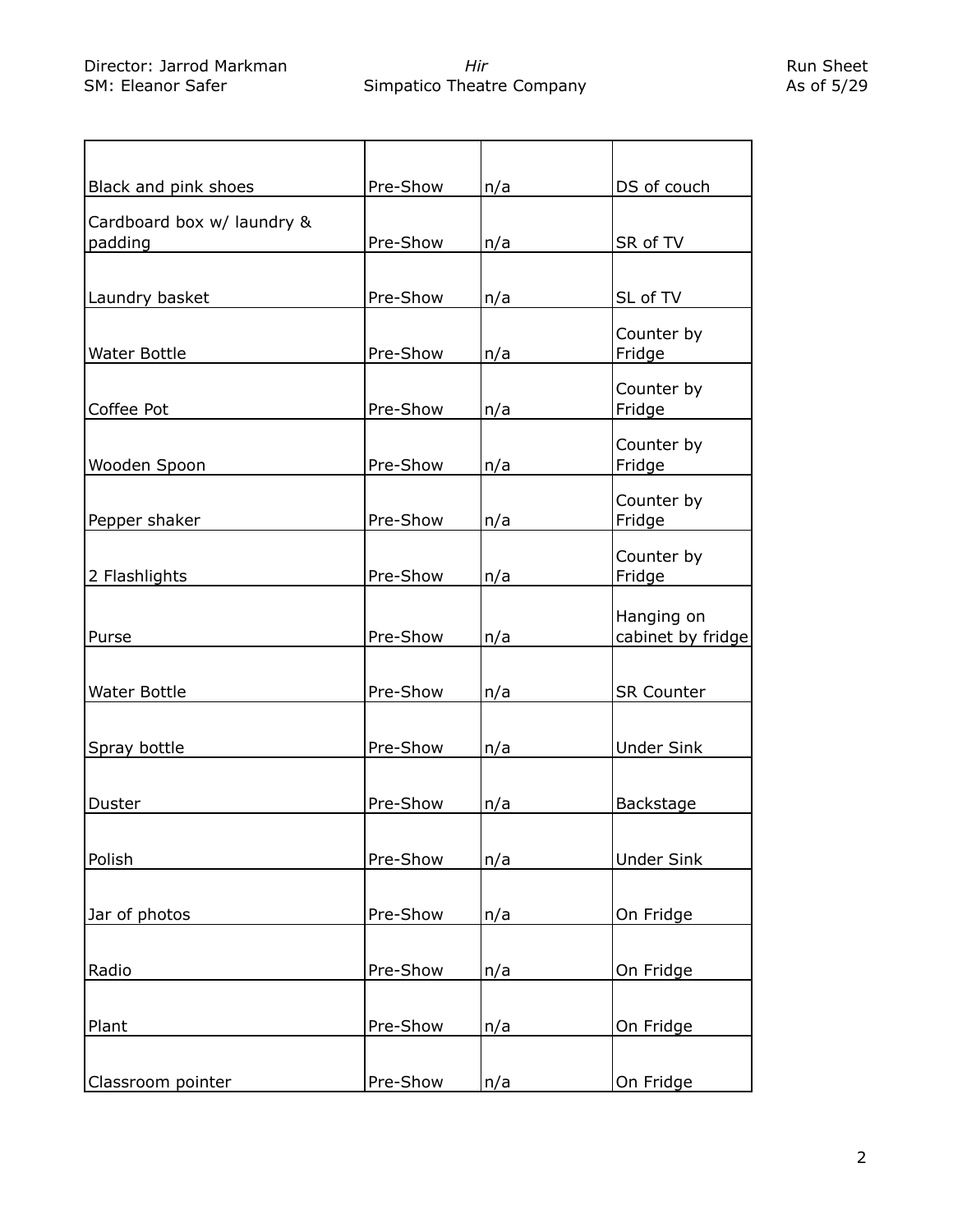| | | | |
|---|---|---|---|
| Black and pink shoes | Pre-Show | n/a | DS of couch |
| Cardboard box w/ laundry & padding | Pre-Show | n/a | SR of TV |
| Laundry basket | Pre-Show | n/a | SL of TV |
| Water Bottle | Pre-Show | n/a | Counter by Fridge |
| Coffee Pot | Pre-Show | n/a | Counter by Fridge |
| Wooden Spoon | Pre-Show | n/a | Counter by Fridge |
| Pepper shaker | Pre-Show | n/a | Counter by Fridge |
| 2 Flashlights | Pre-Show | n/a | Counter by Fridge |
| Purse | Pre-Show | n/a | Hanging on cabinet by fridge |
| Water Bottle | Pre-Show | n/a | SR Counter |
| Spray bottle | Pre-Show | n/a | Under Sink |
| Duster | Pre-Show | n/a | Backstage |
| Polish | Pre-Show | n/a | Under Sink |
| Jar of photos | Pre-Show | n/a | On Fridge |
| Radio | Pre-Show | n/a | On Fridge |
| Plant | Pre-Show | n/a | On Fridge |
| Classroom pointer | Pre-Show | n/a | On Fridge |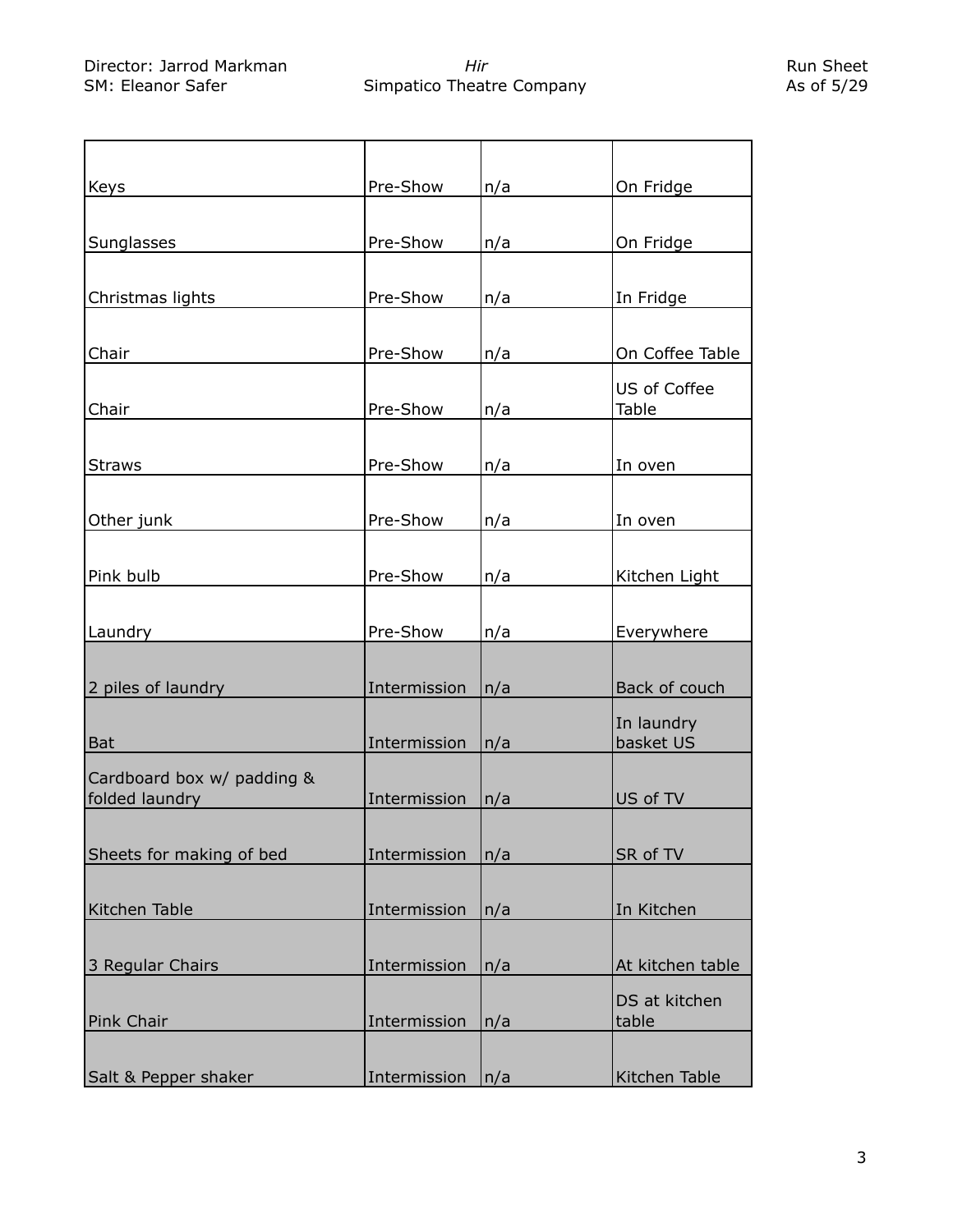| Keys | Pre-Show | n/a | On Fridge |
|---|---|---|---|
| Sunglasses | Pre-Show | n/a | On Fridge |
| Christmas lights | Pre-Show | n/a | In Fridge |
| Chair | Pre-Show | n/a | On Coffee Table |
| Chair | Pre-Show | n/a | US of Coffee Table |
| Straws | Pre-Show | n/a | In oven |
| Other junk | Pre-Show | n/a | In oven |
| Pink bulb | Pre-Show | n/a | Kitchen Light |
| Laundry | Pre-Show | n/a | Everywhere |
| 2 piles of laundry | Intermission | n/a | Back of couch |
| Bat | Intermission | n/a | In laundry basket US |
| Cardboard box w/ padding & folded laundry | Intermission | n/a | US of TV |
| Sheets for making of bed | Intermission | n/a | SR of TV |
| Kitchen Table | Intermission | n/a | In Kitchen |
| 3 Regular Chairs | Intermission | n/a | At kitchen table |
| Pink Chair | Intermission | n/a | DS at kitchen table |
| Salt & Pepper shaker | Intermission | n/a | Kitchen Table |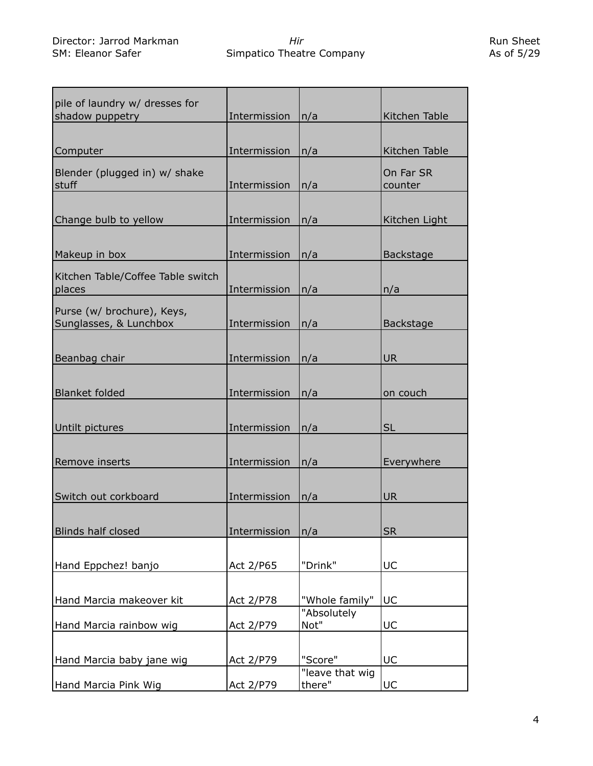| | | | |
|---|---|---|---|
| pile of laundry w/ dresses for shadow puppetry | Intermission | n/a | Kitchen Table |
| Computer | Intermission | n/a | Kitchen Table |
| Blender (plugged in) w/ shake stuff | Intermission | n/a | On Far SR counter |
| Change bulb to yellow | Intermission | n/a | Kitchen Light |
| Makeup in box | Intermission | n/a | Backstage |
| Kitchen Table/Coffee Table switch places | Intermission | n/a | n/a |
| Purse (w/ brochure), Keys, Sunglasses, & Lunchbox | Intermission | n/a | Backstage |
| Beanbag chair | Intermission | n/a | UR |
| Blanket folded | Intermission | n/a | on couch |
| Untilt pictures | Intermission | n/a | SL |
| Remove inserts | Intermission | n/a | Everywhere |
| Switch out corkboard | Intermission | n/a | UR |
| Blinds half closed | Intermission | n/a | SR |
| Hand Eppchez! banjo | Act 2/P65 | "Drink" | UC |
| Hand Marcia makeover kit | Act 2/P78 | "Whole family" | UC |
| Hand Marcia rainbow wig | Act 2/P79 | "Absolutely Not" | UC |
| Hand Marcia baby jane wig | Act 2/P79 | "Score" | UC |
| Hand Marcia Pink Wig | Act 2/P79 | "leave that wig there" | UC |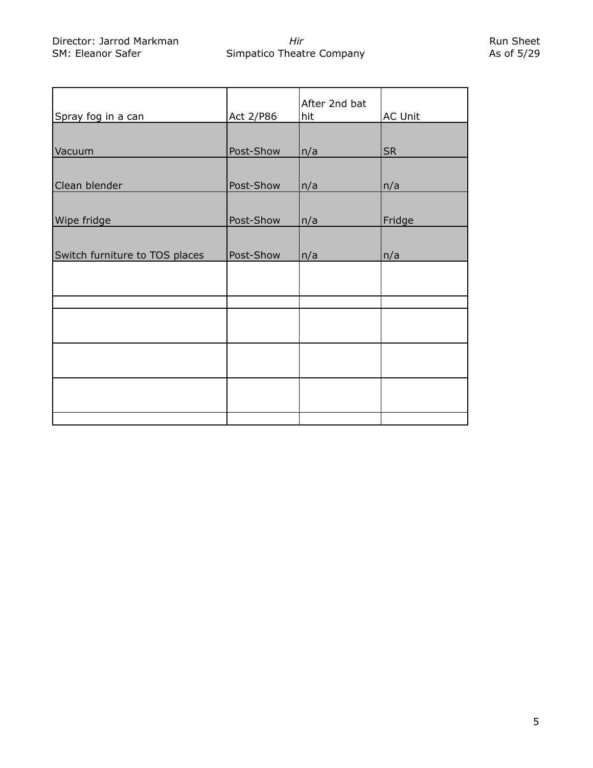| | | | |
|---|---|---|---|
| Spray fog in a can | Act 2/P86 | After 2nd bat hit | AC Unit |
| Vacuum | Post-Show | n/a | SR |
| Clean blender | Post-Show | n/a | n/a |
| Wipe fridge | Post-Show | n/a | Fridge |
| Switch furniture to TOS places | Post-Show | n/a | n/a |
| | | | |
| | | | |
| | | | |
| | | | |
| | | | |
| | | | |